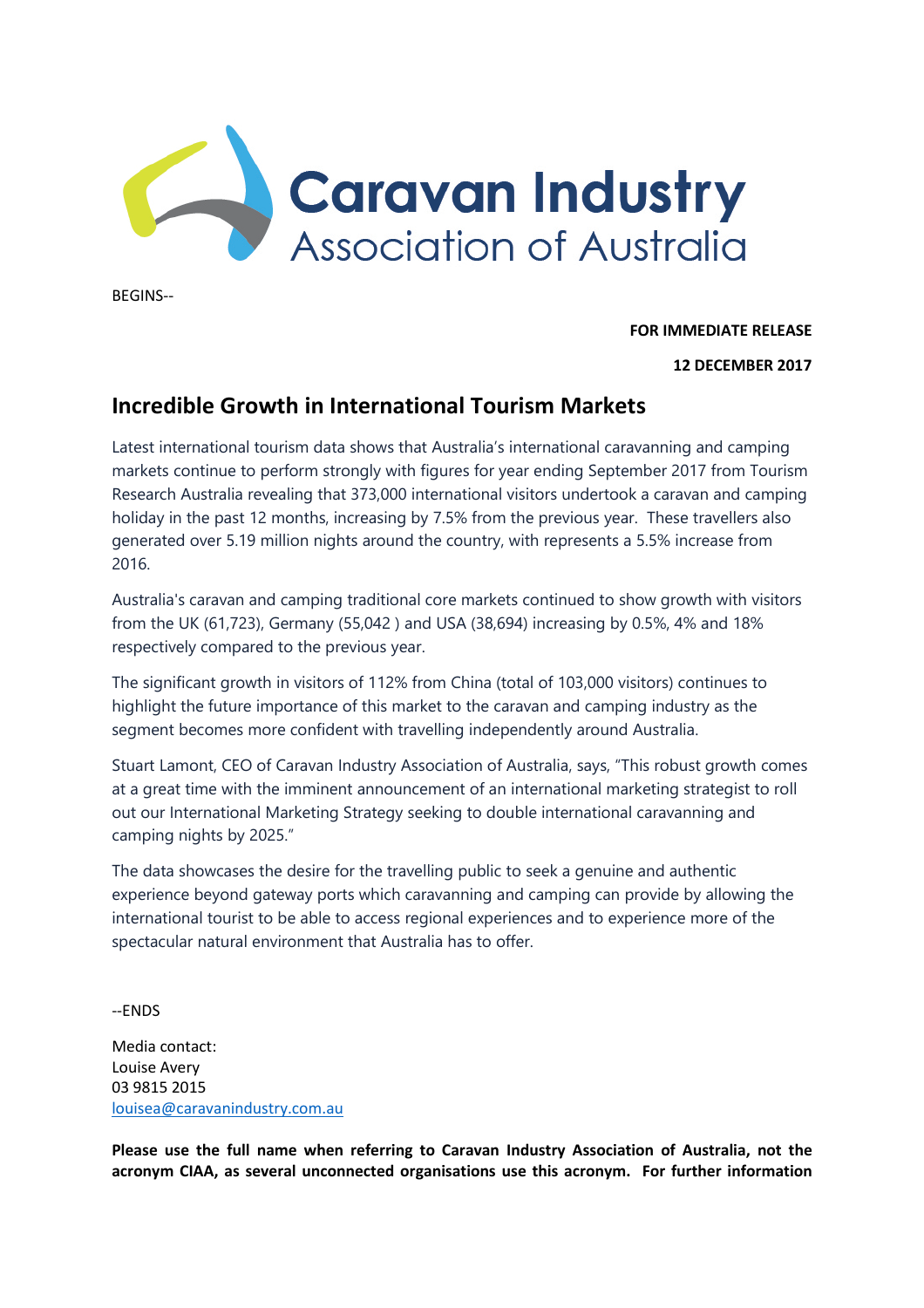Caravan Industry Association of Australia

BEGINS--

**FOR IMMEDIATE RELEASE**

**12 DECEMBER 2017**

## Incredible Growth in International Tourism Markets

Latest international tourism data shows that Australia's international caravanning and camping markets continue to perform strongly with figures for year ending September 2017 from Tourism Research Australia revealing that 373,000 international visitors undertook a caravan and camping holiday in the past 12 months, increasing by 7.5% from the previous year. These travellers also generated over 5.19 million nights around the country, with represents a 5.5% increase from 2016.

Australia's caravan and camping traditional core markets continued to show growth with visitors from the UK (61,723), Germany (55,042 ) and USA (38,694) increasing by 0.5%, 4% and 18% respectively compared to the previous year.

The significant growth in visitors of 112% from China (total of 103,000 visitors) continues to highlight the future importance of this market to the caravan and camping industry as the segment becomes more confident with travelling independently around Australia.

Stuart Lamont, CEO of Caravan Industry Association of Australia, says, "This robust growth comes at a great time with the imminent announcement of an international marketing strategist to roll out our International Marketing Strategy seeking to double international caravanning and camping nights by 2025."

The data showcases the desire for the travelling public to seek a genuine and authentic experience beyond gateway ports which caravanning and camping can provide by allowing the international tourist to be able to access regional experiences and to experience more of the spectacular natural environment that Australia has to offer.

--ENDS

Media contact:
Louise Avery
03 9815 2015
louisea@caravanindustry.com.au

**Please use the full name when referring to Caravan Industry Association of Australia, not the acronym CIAA, as several unconnected organisations use this acronym. For further information**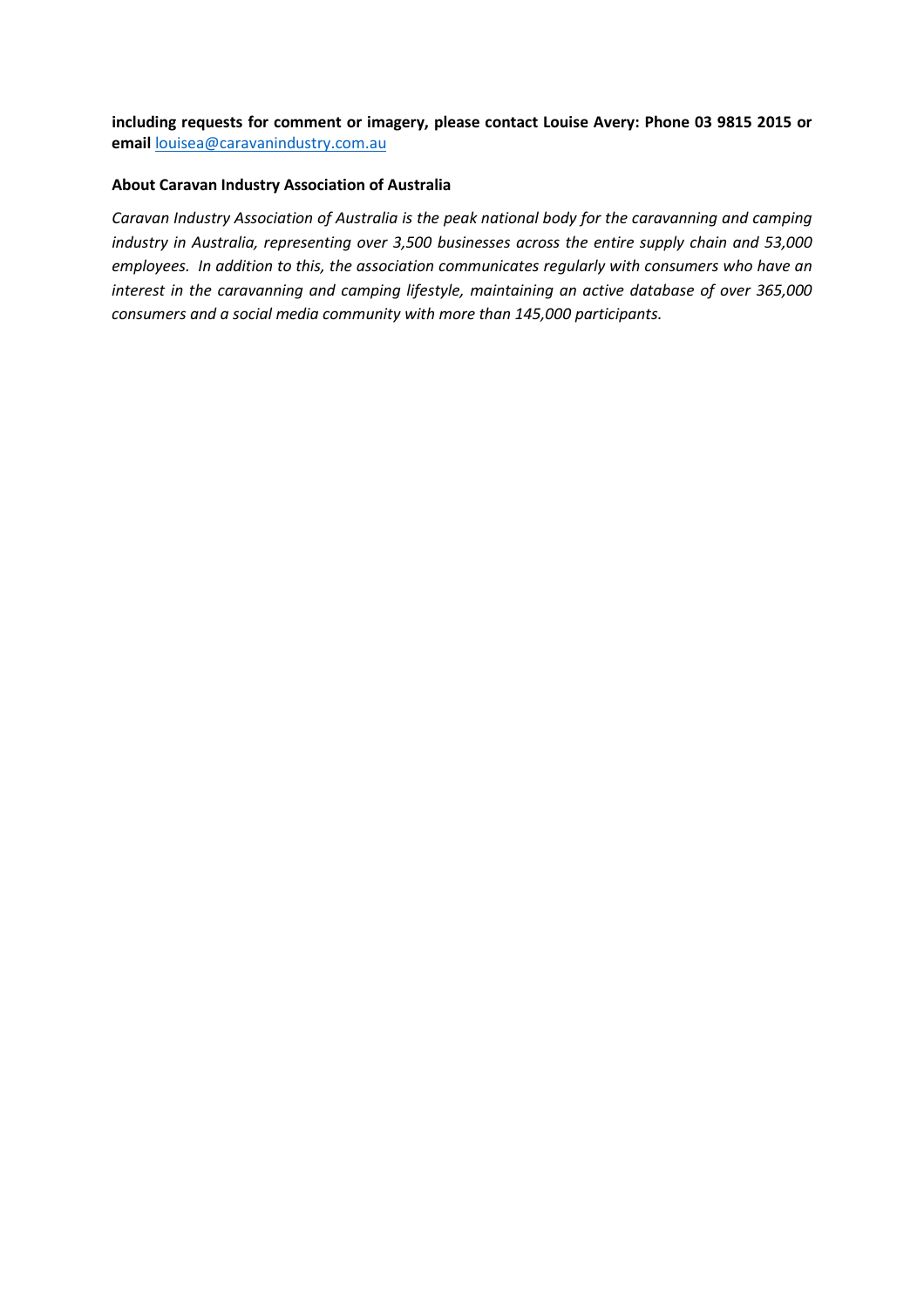**including requests for comment or imagery, please contact Louise Avery: Phone 03 9815 2015 or email** louisea@caravanindustry.com.au

**About Caravan Industry Association of Australia**

*Caravan Industry Association of Australia is the peak national body for the caravanning and camping industry in Australia, representing over 3,500 businesses across the entire supply chain and 53,000 employees. In addition to this, the association communicates regularly with consumers who have an interest in the caravanning and camping lifestyle, maintaining an active database of over 365,000 consumers and a social media community with more than 145,000 participants.*